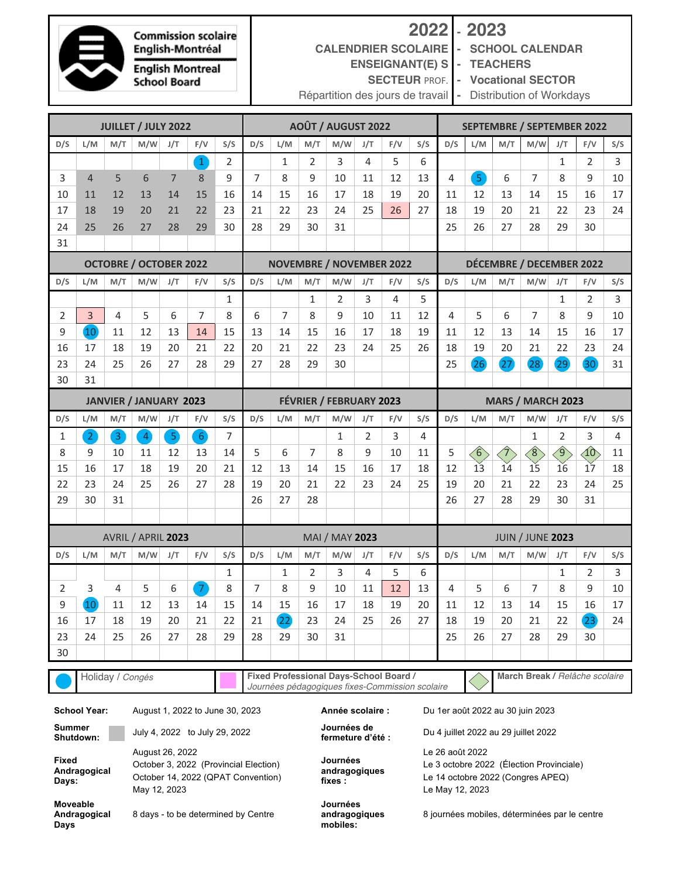**Commission scolaire English-Montréal**
**English Montreal School Board**

# 2022 - 2023

**CALENDRIER SCOLAIRE - SCHOOL CALENDAR**
**ENSEIGNANT(E) S - TEACHERS**
**SECTEUR PROF. - Vocational SECTOR**
Répartition des jours de travail - Distribution of Workdays

### JUILLET / JULY 2022

| D/S | L/M | M/T | M/W | J/T | F/V | S/S |
|---|---|---|---|---|---|---|
| | | | | | 1 | 2 |
| 3 | 4 | 5 | 6 | 7 | 8 | 9 |
| 10 | 11 | 12 | 13 | 14 | 15 | 16 |
| 17 | 18 | 19 | 20 | 21 | 22 | 23 |
| 24 | 25 | 26 | 27 | 28 | 29 | 30 |
| 31 | | | | | | |

### AOÛT / AUGUST 2022

| D/S | L/M | M/T | M/W | J/T | F/V | S/S |
|---|---|---|---|---|---|---|
| | 1 | 2 | 3 | 4 | 5 | 6 |
| 7 | 8 | 9 | 10 | 11 | 12 | 13 |
| 14 | 15 | 16 | 17 | 18 | 19 | 20 |
| 21 | 22 | 23 | 24 | 25 | 26 | 27 |
| 28 | 29 | 30 | 31 | | | |

### SEPTEMBRE / SEPTEMBER 2022

| D/S | L/M | M/T | M/W | J/T | F/V | S/S |
|---|---|---|---|---|---|---|
| | | | | 1 | 2 | 3 |
| 4 | 5 | 6 | 7 | 8 | 9 | 10 |
| 11 | 12 | 13 | 14 | 15 | 16 | 17 |
| 18 | 19 | 20 | 21 | 22 | 23 | 24 |
| 25 | 26 | 27 | 28 | 29 | 30 | |

### OCTOBRE / OCTOBER 2022

| D/S | L/M | M/T | M/W | J/T | F/V | S/S |
|---|---|---|---|---|---|---|
| | | | | | | 1 |
| 2 | 3 | 4 | 5 | 6 | 7 | 8 |
| 9 | 10 | 11 | 12 | 13 | 14 | 15 |
| 16 | 17 | 18 | 19 | 20 | 21 | 22 |
| 23 | 24 | 25 | 26 | 27 | 28 | 29 |
| 30 | 31 | | | | | |

### NOVEMBRE / NOVEMBER 2022

| D/S | L/M | M/T | M/W | J/T | F/V | S/S |
|---|---|---|---|---|---|---|
| | | 1 | 2 | 3 | 4 | 5 |
| 6 | 7 | 8 | 9 | 10 | 11 | 12 |
| 13 | 14 | 15 | 16 | 17 | 18 | 19 |
| 20 | 21 | 22 | 23 | 24 | 25 | 26 |
| 27 | 28 | 29 | 30 | | | |

### DÉCEMBRE / DECEMBER 2022

| D/S | L/M | M/T | M/W | J/T | F/V | S/S |
|---|---|---|---|---|---|---|
| | | | | 1 | 2 | 3 |
| 4 | 5 | 6 | 7 | 8 | 9 | 10 |
| 11 | 12 | 13 | 14 | 15 | 16 | 17 |
| 18 | 19 | 20 | 21 | 22 | 23 | 24 |
| 25 | 26 | 27 | 28 | 29 | 30 | 31 |

### JANVIER / JANUARY 2023

| D/S | L/M | M/T | M/W | J/T | F/V | S/S |
|---|---|---|---|---|---|---|
| 1 | 2 | 3 | 4 | 5 | 6 | 7 |
| 8 | 9 | 10 | 11 | 12 | 13 | 14 |
| 15 | 16 | 17 | 18 | 19 | 20 | 21 |
| 22 | 23 | 24 | 25 | 26 | 27 | 28 |
| 29 | 30 | 31 | | | | |

### FÉVRIER / FEBRUARY 2023

| D/S | L/M | M/T | M/W | J/T | F/V | S/S |
|---|---|---|---|---|---|---|
| | | | 1 | 2 | 3 | 4 |
| 5 | 6 | 7 | 8 | 9 | 10 | 11 |
| 12 | 13 | 14 | 15 | 16 | 17 | 18 |
| 19 | 20 | 21 | 22 | 23 | 24 | 25 |
| 26 | 27 | 28 | | | | |

### MARS / MARCH 2023

| D/S | L/M | M/T | M/W | J/T | F/V | S/S |
|---|---|---|---|---|---|---|
| | | | 1 | 2 | 3 | 4 |
| 5 | 6 | 7 | 8 | 9 | 10 | 11 |
| 12 | 13 | 14 | 15 | 16 | 17 | 18 |
| 19 | 20 | 21 | 22 | 23 | 24 | 25 |
| 26 | 27 | 28 | 29 | 30 | 31 | |

### AVRIL / APRIL 2023

| D/S | L/M | M/T | M/W | J/T | F/V | S/S |
|---|---|---|---|---|---|---|
| | | | | | | 1 |
| 2 | 3 | 4 | 5 | 6 | 7 | 8 |
| 9 | 10 | 11 | 12 | 13 | 14 | 15 |
| 16 | 17 | 18 | 19 | 20 | 21 | 22 |
| 23 | 24 | 25 | 26 | 27 | 28 | 29 |
| 30 | | | | | | |

### MAI / MAY 2023

| D/S | L/M | M/T | M/W | J/T | F/V | S/S |
|---|---|---|---|---|---|---|
| | 1 | 2 | 3 | 4 | 5 | 6 |
| 7 | 8 | 9 | 10 | 11 | 12 | 13 |
| 14 | 15 | 16 | 17 | 18 | 19 | 20 |
| 21 | 22 | 23 | 24 | 25 | 26 | 27 |
| 28 | 29 | 30 | 31 | | | |

### JUIN / JUNE 2023

| D/S | L/M | M/T | M/W | J/T | F/V | S/S |
|---|---|---|---|---|---|---|
| | | | | 1 | 2 | 3 |
| 4 | 5 | 6 | 7 | 8 | 9 | 10 |
| 11 | 12 | 13 | 14 | 15 | 16 | 17 |
| 18 | 19 | 20 | 21 | 22 | 23 | 24 |
| 25 | 26 | 27 | 28 | 29 | 30 | |

Holiday / *Congés*: July 1, 2022; September 5, 2022; October 10, 2022; December 26–30, 2022; January 2–6, 2023; April 7, 2023; April 10, 2023; May 22, 2023; June 23, 2023

**Fixed Professional Days-School Board** / *Journées pédagogiques fixes-Commission scolaire*: August 26, 2022; October 3, 2022; October 14, 2022; May 12, 2023

**March Break** / *Relâche scolaire*: March 6–10, 2023

| | | | |
|---|---|---|---|
| **School Year:** | August 1, 2022 to June 30, 2023 | **Année scolaire :** | Du 1er août 2022 au 30 juin 2023 |
| **Summer Shutdown:** | July 4, 2022 to July 29, 2022 | **Journées de fermeture d'été :** | Du 4 juillet 2022 au 29 juillet 2022 |
| **Fixed Andragogical Days:** | August 26, 2022<br>October 3, 2022 (Provincial Election)<br>October 14, 2022 (QPAT Convention)<br>May 12, 2023 | **Journées andragogiques fixes :** | Le 26 août 2022<br>Le 3 octobre 2022 (Élection Provinciale)<br>Le 14 octobre 2022 (Congres APEQ)<br>Le May 12, 2023 |
| **Moveable Andragogical Days** | 8 days - to be determined by Centre | **Journées andragogiques mobiles:** | 8 journées mobiles, déterminées par le centre |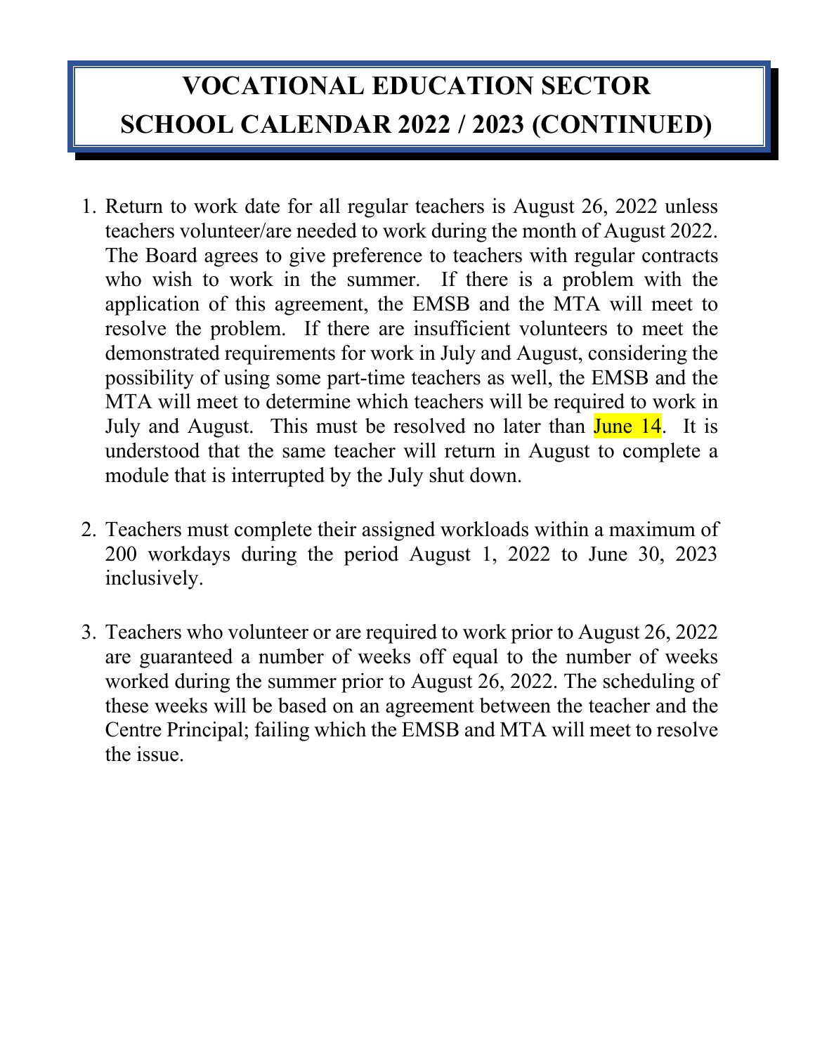# VOCATIONAL EDUCATION SECTOR SCHOOL CALENDAR 2022 / 2023 (CONTINUED)

1. Return to work date for all regular teachers is August 26, 2022 unless teachers volunteer/are needed to work during the month of August 2022. The Board agrees to give preference to teachers with regular contracts who wish to work in the summer. If there is a problem with the application of this agreement, the EMSB and the MTA will meet to resolve the problem. If there are insufficient volunteers to meet the demonstrated requirements for work in July and August, considering the possibility of using some part-time teachers as well, the EMSB and the MTA will meet to determine which teachers will be required to work in July and August. This must be resolved no later than June 14. It is understood that the same teacher will return in August to complete a module that is interrupted by the July shut down.

2. Teachers must complete their assigned workloads within a maximum of 200 workdays during the period August 1, 2022 to June 30, 2023 inclusively.

3. Teachers who volunteer or are required to work prior to August 26, 2022 are guaranteed a number of weeks off equal to the number of weeks worked during the summer prior to August 26, 2022. The scheduling of these weeks will be based on an agreement between the teacher and the Centre Principal; failing which the EMSB and MTA will meet to resolve the issue.